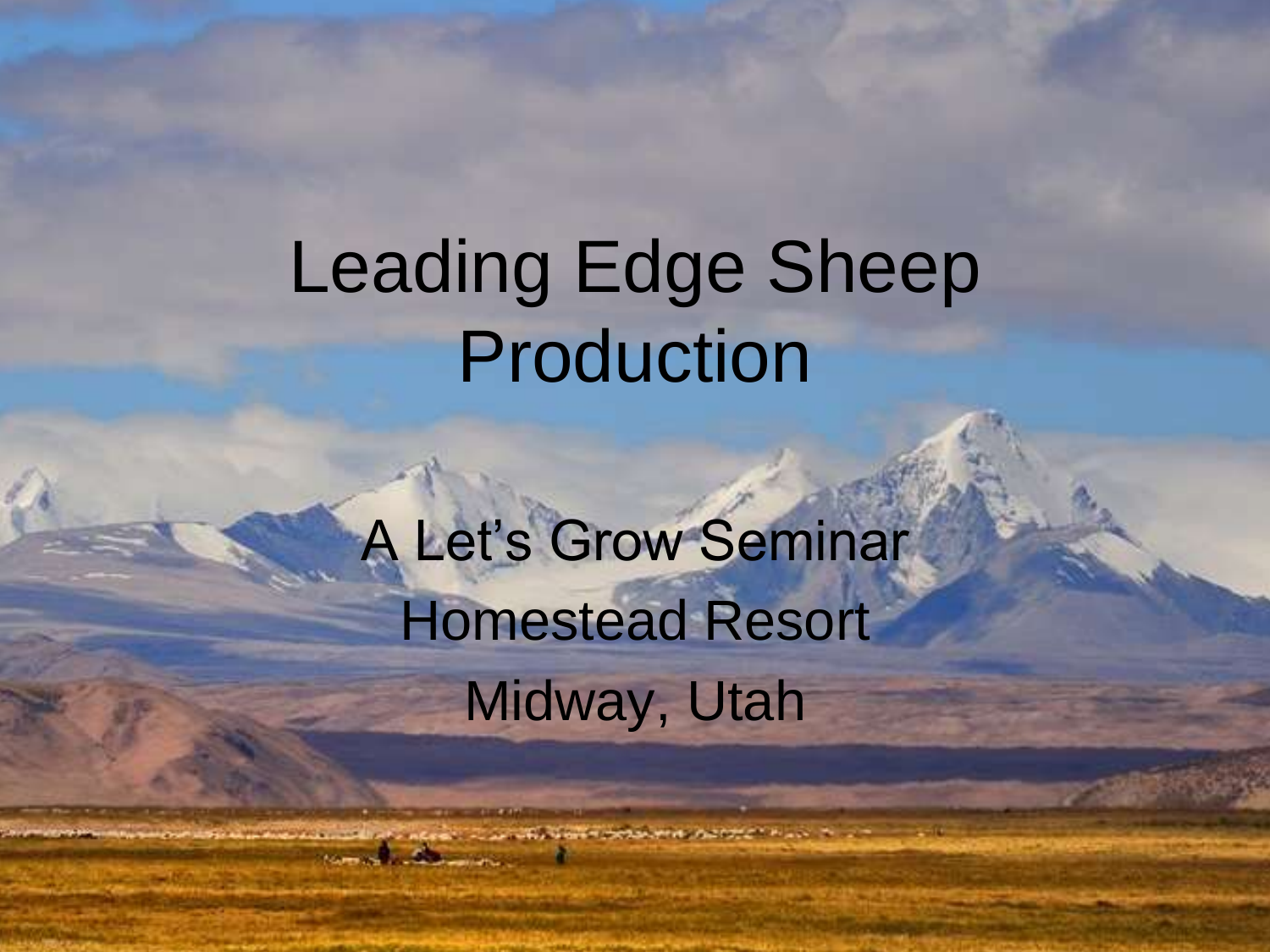# Leading Edge Sheep Production

A Let's Grow Seminar

Homestead Resort

Midway, Utah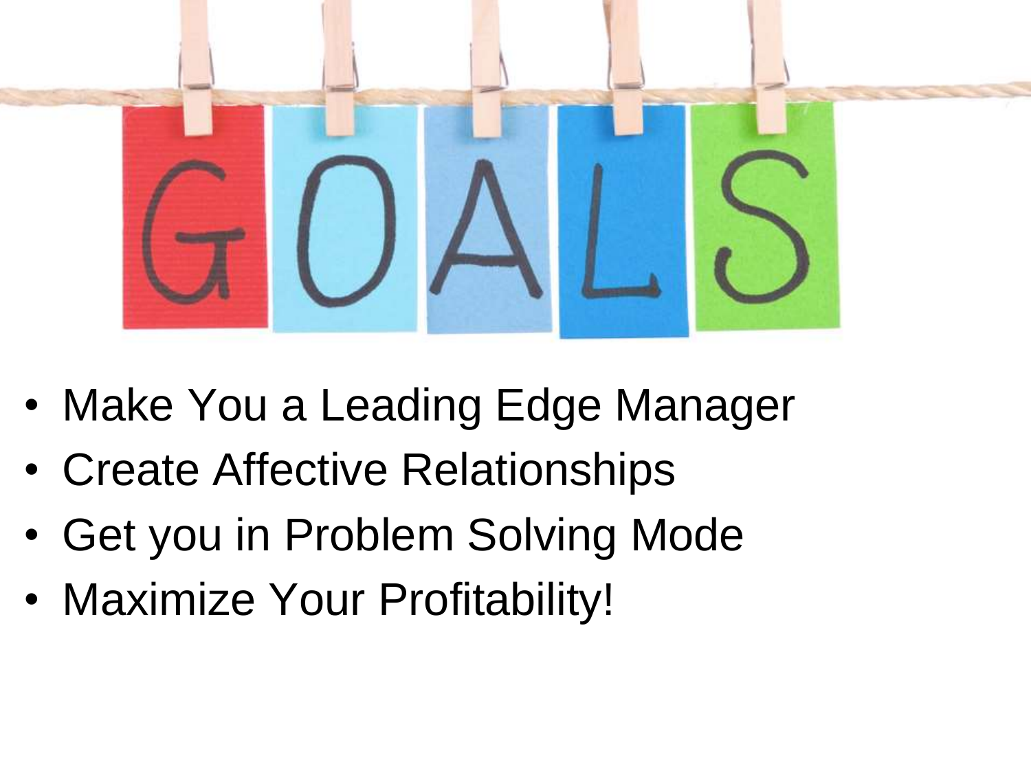# GOALS

- Make You a Leading Edge Manager
- Create Affective Relationships
- Get you in Problem Solving Mode
- Maximize Your Profitability!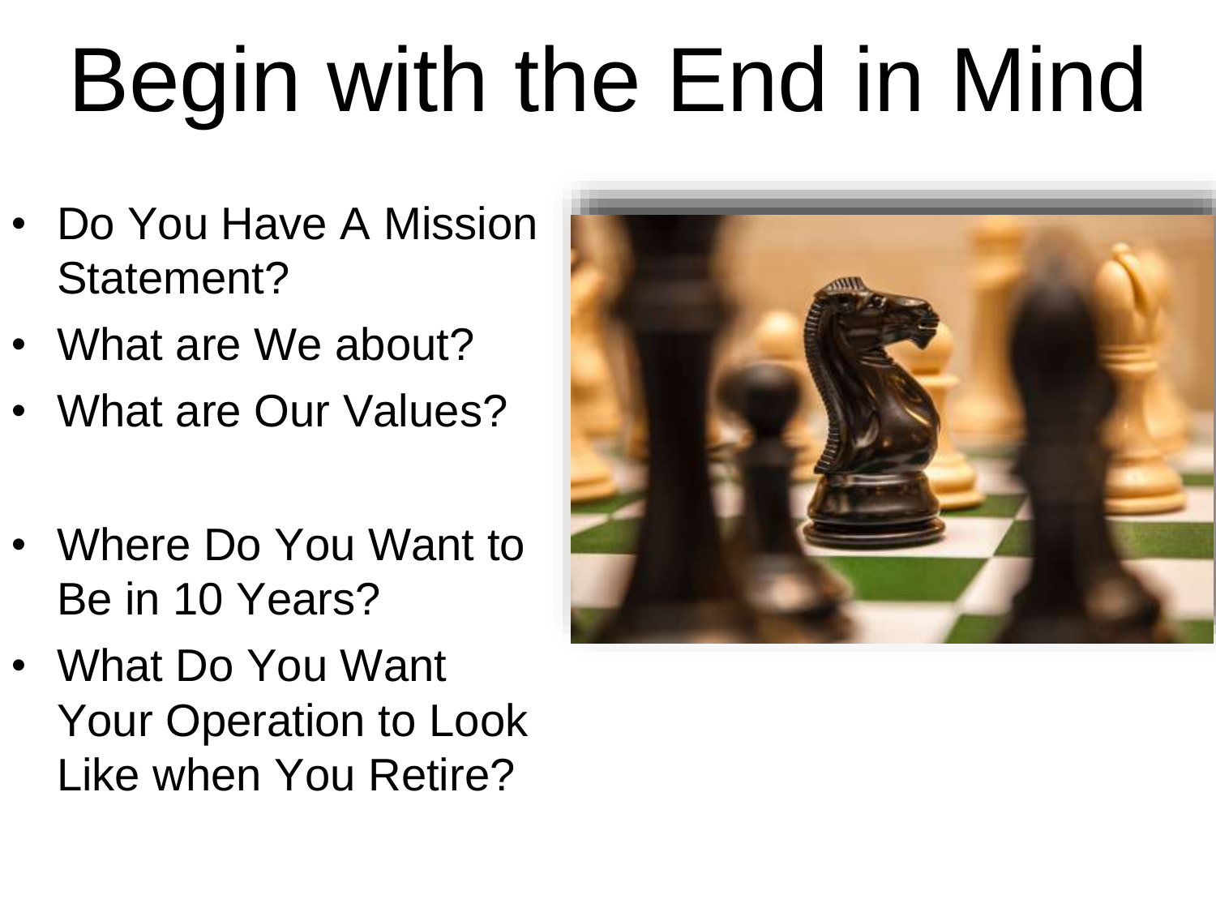# Begin with the End in Mind

- Do You Have A Mission Statement?
- What are We about?
- What are Our Values?

- Where Do You Want to Be in 10 Years?
- What Do You Want Your Operation to Look Like when You Retire?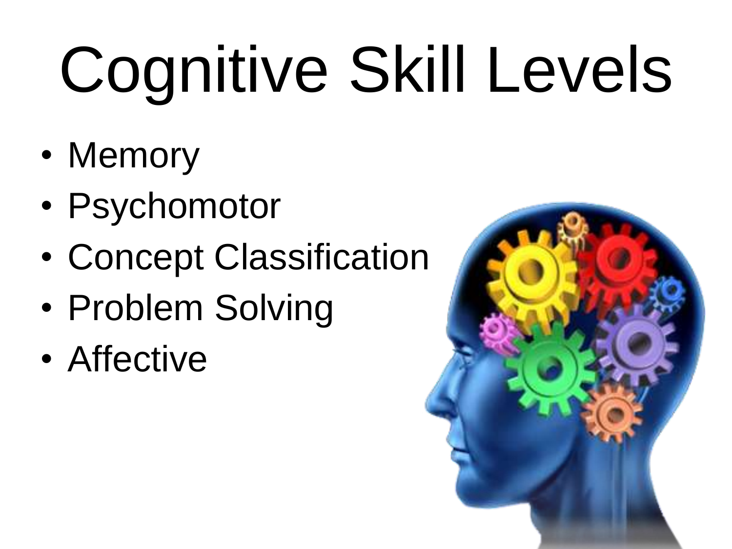# Cognitive Skill Levels

- Memory
- Psychomotor
- Concept Classification
- Problem Solving
- Affective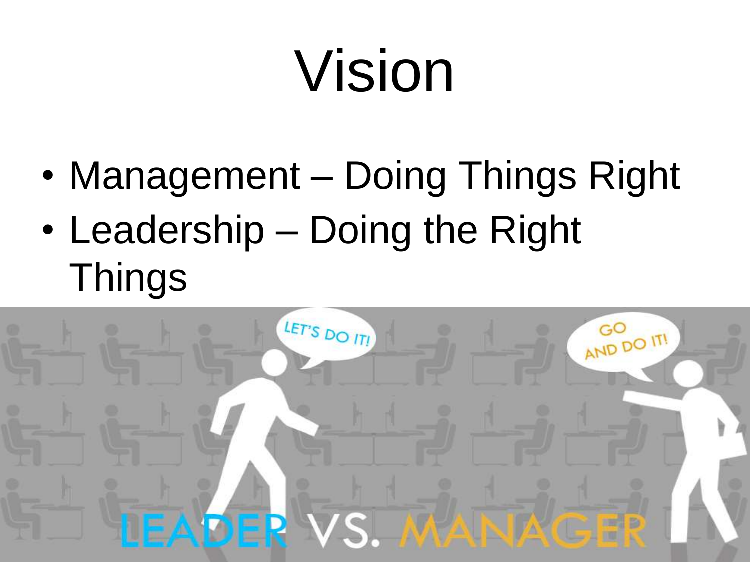# Vision

- Management – Doing Things Right
- Leadership – Doing the Right Things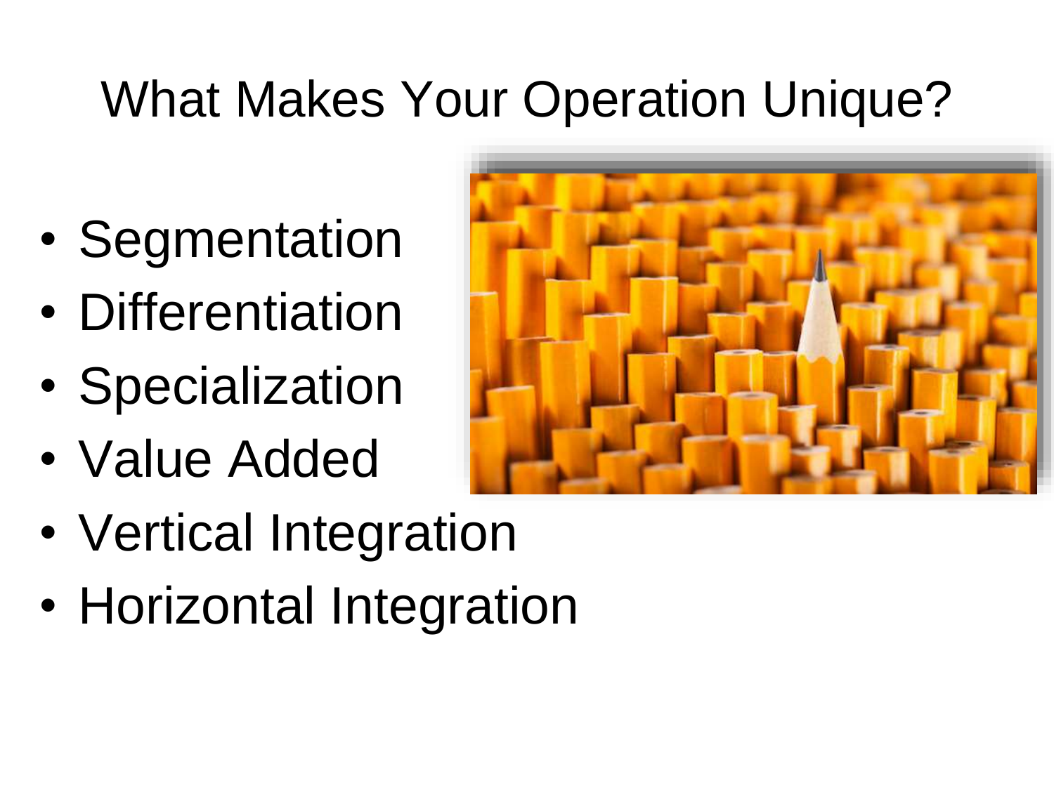# What Makes Your Operation Unique?

- Segmentation
- Differentiation
- Specialization
- Value Added
- Vertical Integration
- Horizontal Integration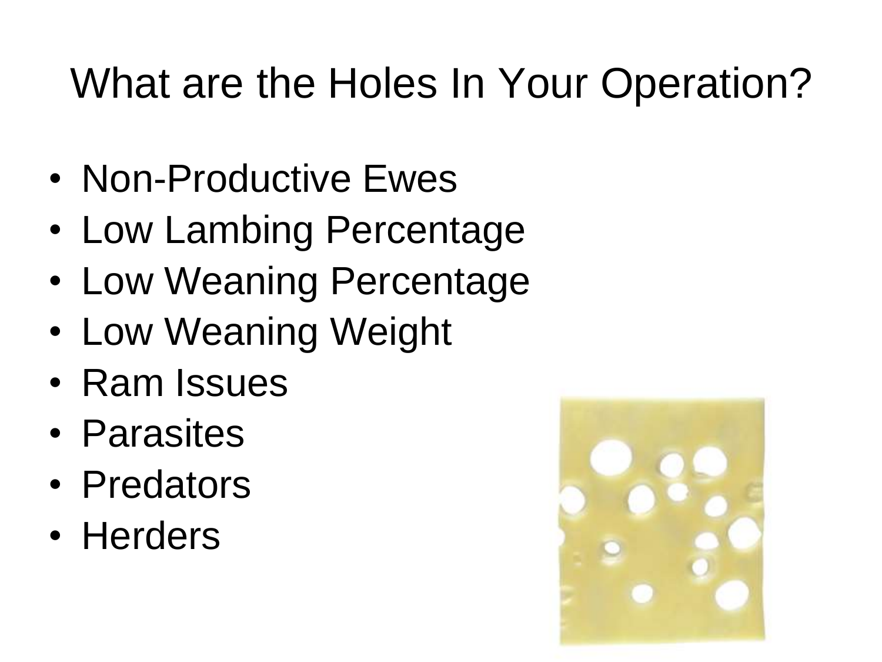# What are the Holes In Your Operation?

- Non-Productive Ewes
- Low Lambing Percentage
- Low Weaning Percentage
- Low Weaning Weight
- Ram Issues
- Parasites
- Predators
- Herders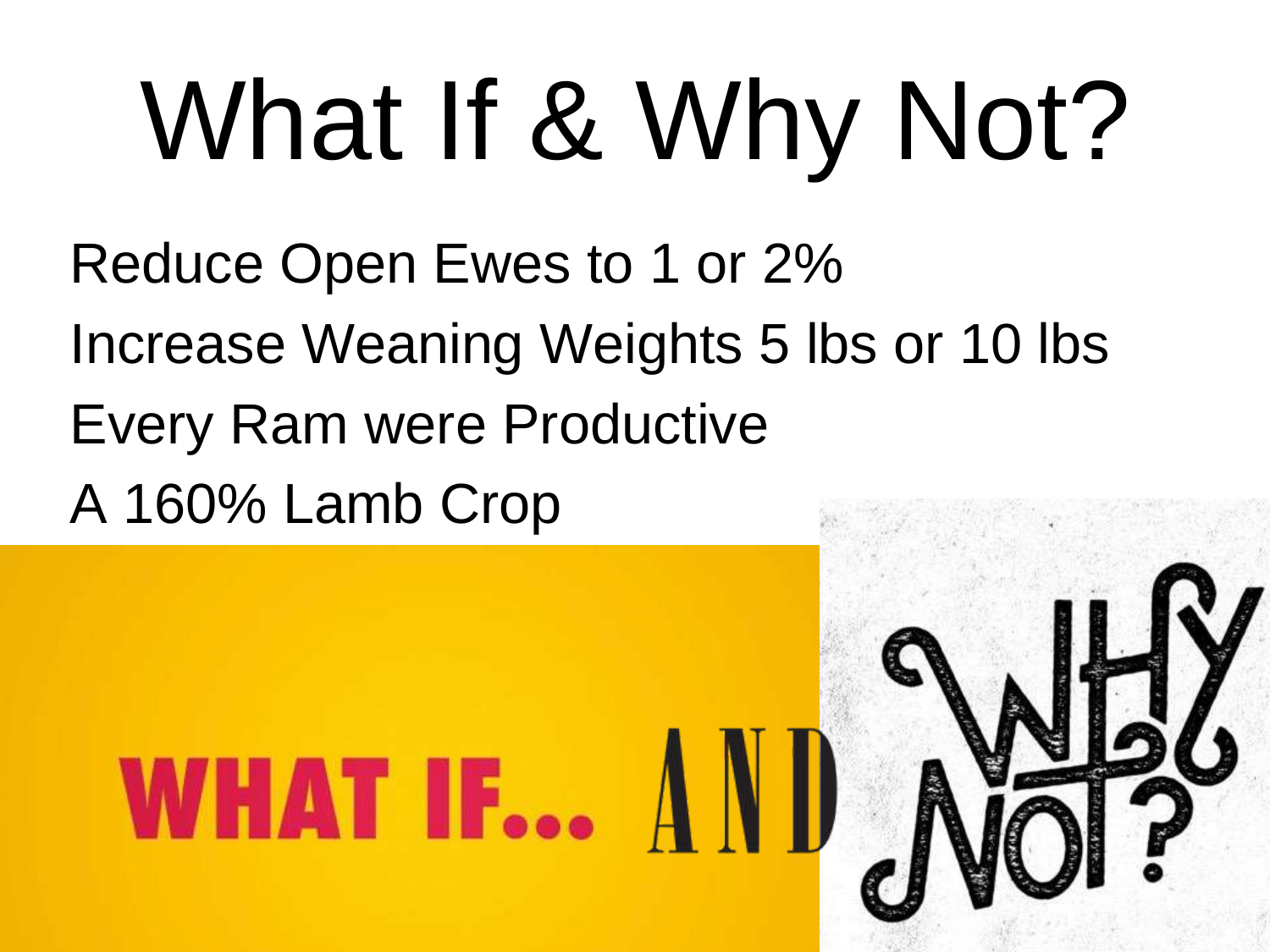# What If & Why Not?

Reduce Open Ewes to 1 or 2%

Increase Weaning Weights 5 lbs or 10 lbs

Every Ram were Productive

A 160% Lamb Crop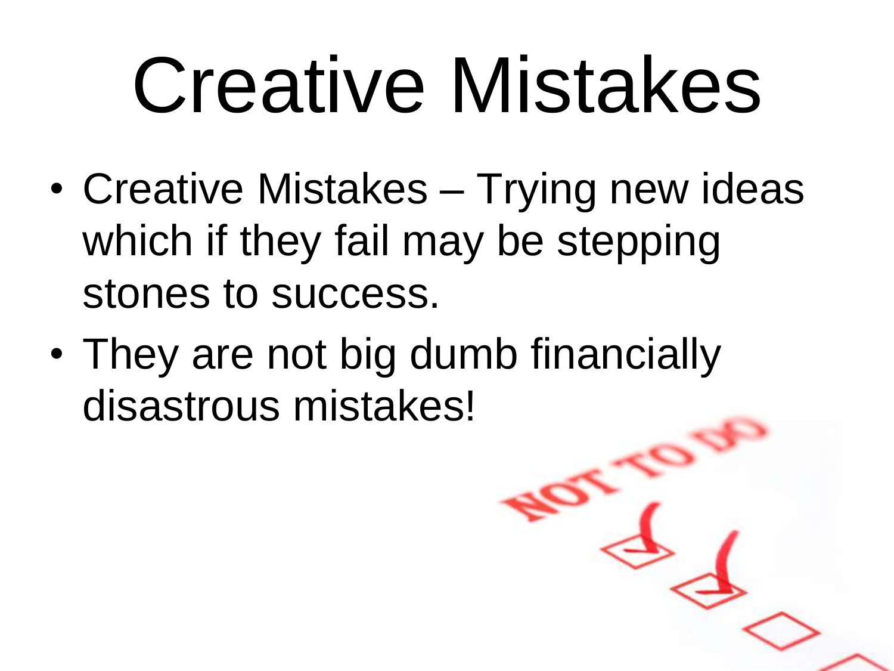# Creative Mistakes

- Creative Mistakes – Trying new ideas which if they fail may be stepping stones to success.
- They are not big dumb financially disastrous mistakes!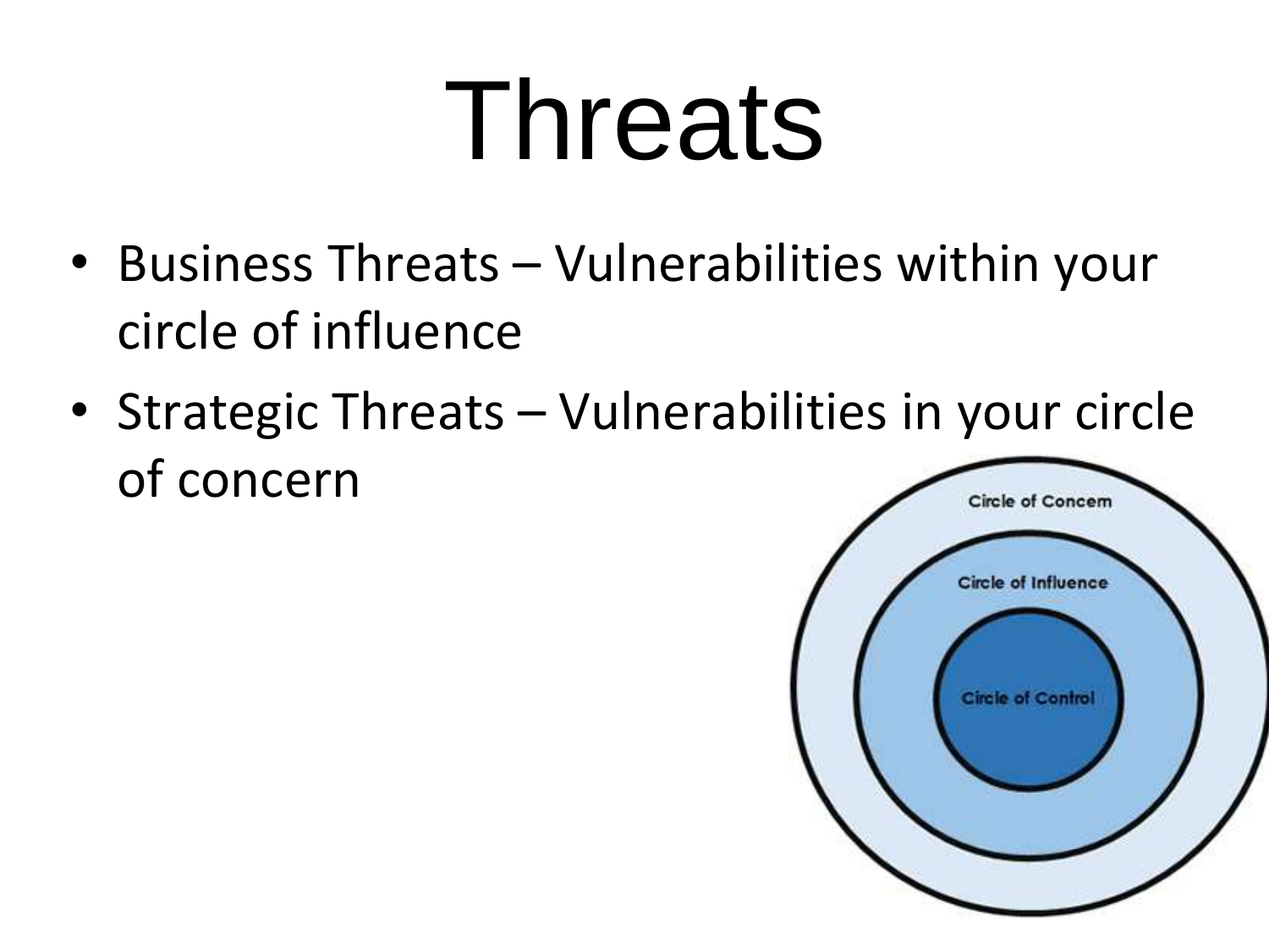# Threats

- Business Threats – Vulnerabilities within your circle of influence
- Strategic Threats – Vulnerabilities in your circle of concern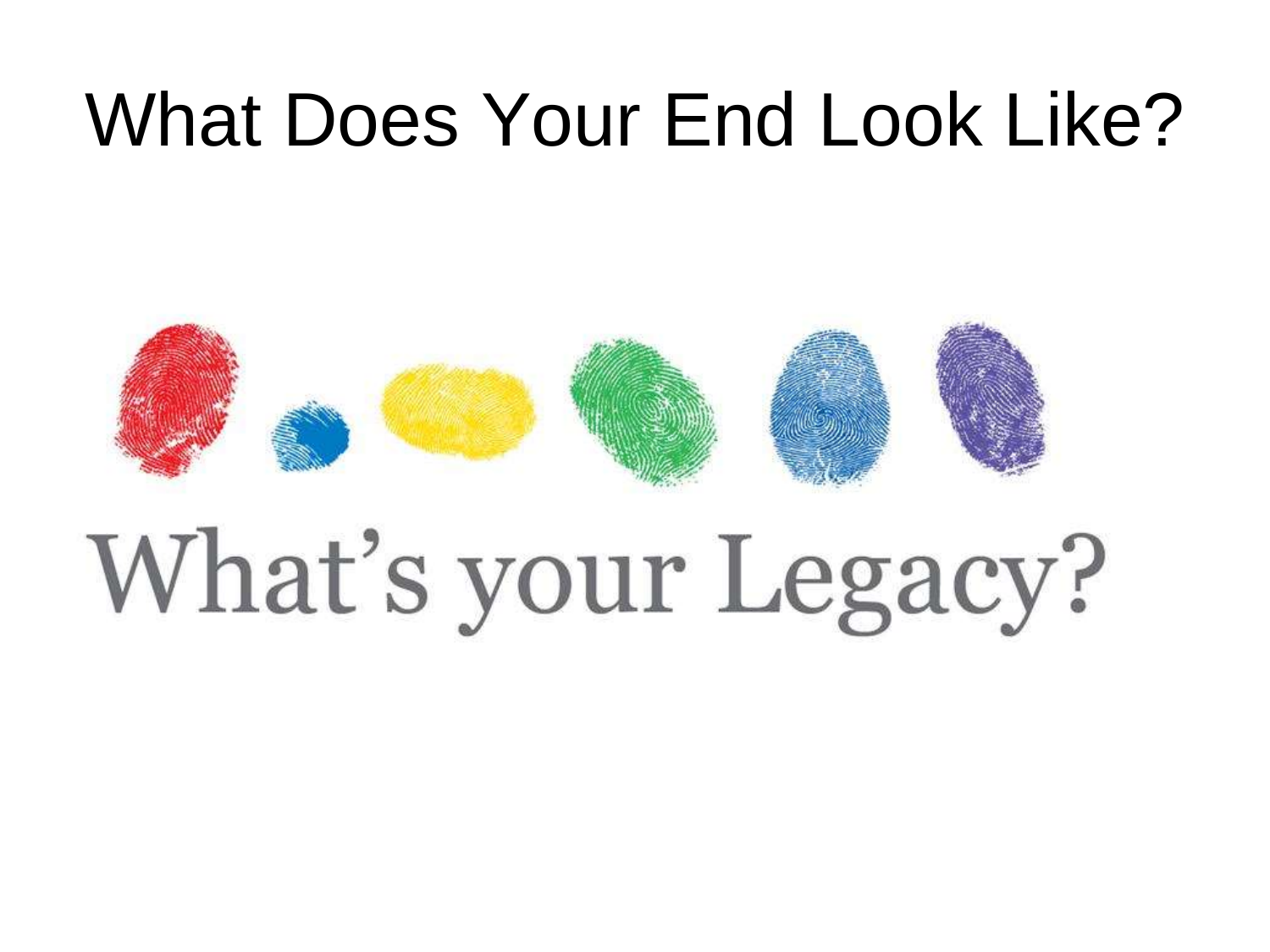# What Does Your End Look Like?

What's your Legacy?